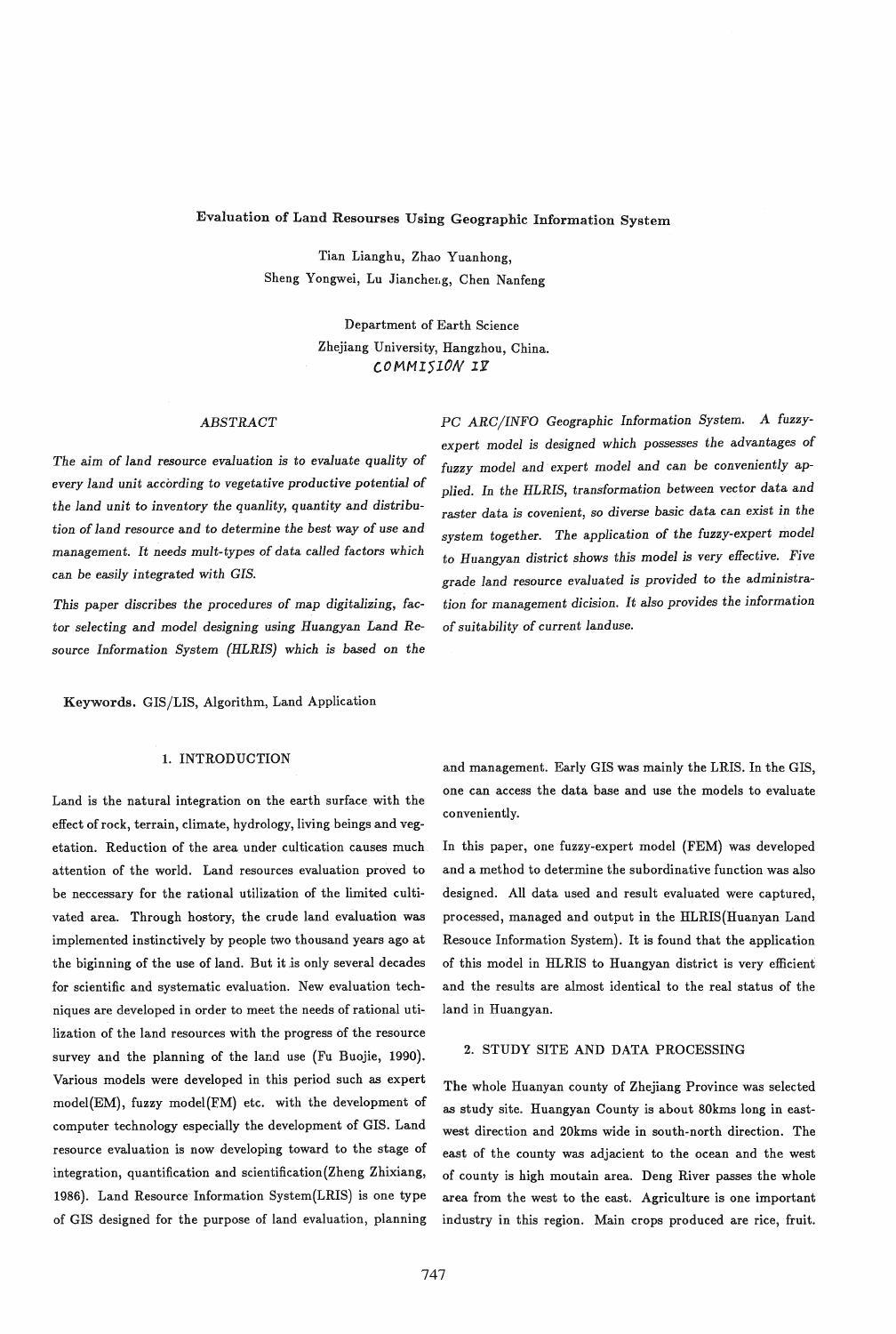# Evaluation of Land Resourses Using Geographic Information System

Tian Lianghu, Zhao Yuanhong,
Sheng Yongwei, Lu Jiancheng, Chen Nanfeng

Department of Earth Science
Zhejiang University, Hangzhou, China.
COMMISION IV

## ABSTRACT

*The aim of land resource evaluation is to evaluate quality of every land unit according to vegetative productive potential of the land unit to inventory the quanlity, quantity and distribution of land resource and to determine the best way of use and management. It needs mult-types of data called factors which can be easily integrated with GIS.*

*This paper discribes the procedures of map digitalizing, factor selecting and model designing using Huangyan Land Resource Information System (HLRIS) which is based on the PC ARC/INFO Geographic Information System. A fuzzy-expert model is designed which possesses the advantages of fuzzy model and expert model and can be conveniently applied. In the HLRIS, transformation between vector data and raster data is covenient, so diverse basic data can exist in the system together. The application of the fuzzy-expert model to Huangyan district shows this model is very effective. Five grade land resource evaluated is provided to the administration for management dicision. It also provides the information of suitability of current landuse.*

**Keywords.** GIS/LIS, Algorithm, Land Application

## 1. INTRODUCTION

Land is the natural integration on the earth surface with the effect of rock, terrain, climate, hydrology, living beings and vegetation. Reduction of the area under cultication causes much attention of the world. Land resources evaluation proved to be neccessary for the rational utilization of the limited cultivated area. Through hostory, the crude land evaluation was implemented instinctively by people two thousand years ago at the biginning of the use of land. But it is only several decades for scientific and systematic evaluation. New evaluation techniques are developed in order to meet the needs of rational utilization of the land resources with the progress of the resource survey and the planning of the land use (Fu Buojie, 1990). Various models were developed in this period such as expert model(EM), fuzzy model(FM) etc. with the development of computer technology especially the development of GIS. Land resource evaluation is now developing toward to the stage of integration, quantification and scientification(Zheng Zhixiang, 1986). Land Resource Information System(LRIS) is one type of GIS designed for the purpose of land evaluation, planning and management. Early GIS was mainly the LRIS. In the GIS, one can access the data base and use the models to evaluate conveniently.

In this paper, one fuzzy-expert model (FEM) was developed and a method to determine the subordinative function was also designed. All data used and result evaluated were captured, processed, managed and output in the HLRIS(Huanyan Land Resouce Information System). It is found that the application of this model in HLRIS to Huangyan district is very efficient and the results are almost identical to the real status of the land in Huangyan.

## 2. STUDY SITE AND DATA PROCESSING

The whole Huanyan county of Zhejiang Province was selected as study site. Huangyan County is about 80kms long in east-west direction and 20kms wide in south-north direction. The east of the county was adjacient to the ocean and the west of county is high moutain area. Deng River passes the whole area from the west to the east. Agriculture is one important industry in this region. Main crops produced are rice, fruit.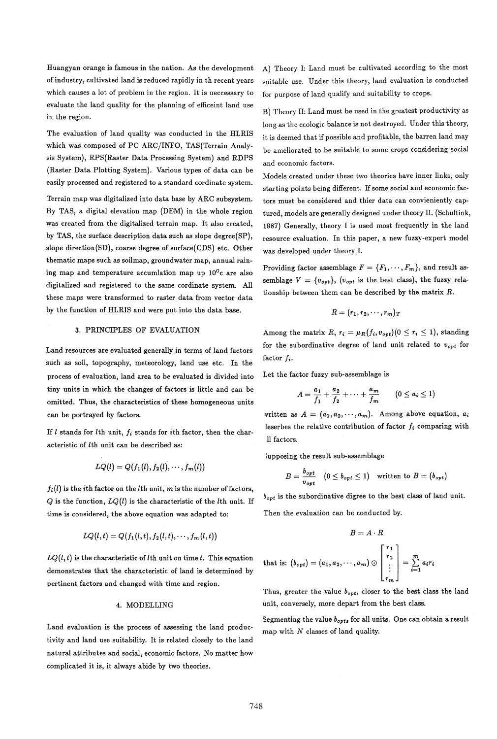Huangyan orange is famous in the nation. As the development of industry, cultivated land is reduced rapidly in th recent years which causes a lot of problem in the region. It is neccessary to evaluate the land quality for the planning of efficeint land use in the region.

The evaluation of land quality was conducted in the HLRIS which was composed of PC ARC/INFO, TAS(Terrain Analysis System), RPS(Raster Data Processing System) and RDPS (Raster Data Plotting System). Various types of data can be easily processed and registered to a standard cordinate system.

Terrain map was digitalized into data base by ARC subsystem. By TAS, a digital elevation map (DEM) in the whole region was created from the digitalized terrain map. It also created, by TAS, the surface description data such as slope degree(SP), slope direction(SD), coarse degree of surface(CDS) etc. Other thematic maps such as soilmap, groundwater map, annual raining map and temperature accumlation map up $10^0$c are also digitalized and registered to the same cordinate system. All these maps were transformed to raster data from vector data by the function of HLRIS and were put into the data base.

## 3. PRINCIPLES OF EVALUATION

Land resources are evaluated generally in terms of land factors such as soil, topography, meteorology, land use etc. In the process of evaluation, land area to be evaluated is divided into tiny units in which the changes of factors is little and can be omitted. Thus, the characteristics of these homogeneous units can be portrayed by factors.

If $l$ stands for $l$th unit, $f_i$ stands for $i$th factor, then the characteristic of $l$th unit can be described as:

$$LQ(l) = Q(f_1(l), f_2(l), \cdots, f_m(l))$$

$f_i(l)$ is the $i$th factor on the $l$th unit, $m$ is the number of factors, $Q$ is the function, $LQ(l)$ is the characteristic of the $l$th unit. If time is considered, the above equation was adapted to:

$$LQ(l,t) = Q(f_1(l,t), f_2(l,t), \cdots, f_m(l,t))$$

$LQ(l,t)$ is the characteristic of $l$th unit on time $t$. This equation demonstrates that the characteristic of land is determined by pertinent factors and changed with time and region.

## 4. MODELLING

Land evaluation is the process of assessing the land productivity and land use suitability. It is related closely to the land natural attributes and social, economic factors. No matter how complicated it is, it always abide by two theories.

A) Theory I: Land must be cultivated according to the most suitable use. Under this theory, land evaluation is conducted for purpose of land qualify and suitability to crops.

B) Theory II: Land must be used in the greatest productivity as long as the ecologic balance is not destroyed. Under this theory, it is deemed that if possible and profitable, the barren land may be ameliorated to be suitable to some crops considering social and economic factors.

Models created under these two theories have inner links, only starting points being different. If some social and economic factors must be considered and thier data can convieniently captured, models are generally designed under theory II. (Schultink, 1987) Generally, theory I is used most frequently in the land resource evaluation. In this paper, a new fuzzy-expert model was developed under theory I.

Providing factor assemblage $F = \{F_1, \cdots, F_m\}$, and result assemblage $V = \{v_{opt}\}$, ($v_{opt}$ is the best class), the fuzzy relationship between them can be described by the matrix $R$.

$$R = (r_1, r_2, \cdots, r_m)_T$$

Among the matrix $R$, $r_i = \mu_R(f_i, v_{opt}) (0 \leq r_i \leq 1)$, standing for the subordinative degree of land unit related to $v_{opt}$ for factor $f_i$.

Let the factor fuzzy sub-assemblage is

$$A = \frac{a_1}{f_1} + \frac{a_2}{f_2} + \cdots + \frac{a_m}{f_m} \qquad (0 \leq a_i \leq 1)$$

written as $A = (a_1, a_2, \cdots, a_m)$. Among above equation, $a_i$ leserbes the relative contribution of factor $f_i$ comparing with ll factors.

upposing the result sub-assemblage

$$B = \frac{b_{opt}}{v_{opt}} \quad (0 \leq b_{opt} \leq 1) \quad \text{written to } B = (b_{opt})$$

$b_{opt}$ is the subordinative digree to the best class of land unit.

Then the evaluation can be conducted by.

$$B = A \cdot R$$

$$\text{that is: } (b_{opt}) = (a_1, a_2, \cdots, a_m) \odot \begin{bmatrix} r_1 \\ r_2 \\ \vdots \\ r_m \end{bmatrix} = \sum_{i=1}^{m} a_i r_i$$

Thus, greater the value $b_{opt}$, closer to the best class the land unit, conversely, more depart from the best class.

Segmenting the value $b_{opts}$ for all units. One can obtain a result map with $N$ classes of land quality.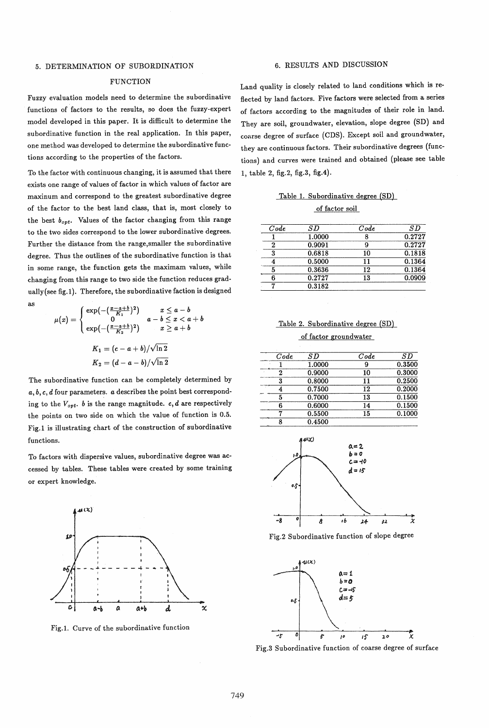## 5. DETERMINATION OF SUBORDINATION FUNCTION

Fuzzy evaluation models need to determine the subordinative functions of factors to the results, so does the fuzzy-expert model developed in this paper. It is difficult to determine the subordinative function in the real application. In this paper, one method was developed to determine the subordinative functions according to the properties of the factors.

To the factor with continuous changing, it is assumed that there exists one range of values of factor in which values of factor are maxinum and correspond to the greatest subordinative degree of the factor to the best land class, that is, most closely to the best $b_{opt}$. Values of the factor changing from this range to the two sides correspond to the lower subordinative degrees. Further the distance from the range,smaller the subordinative degree. Thus the outlines of the subordinative function is that in some range, the function gets the maximam values, while changing from this range to two side the function reduces gradually(see fig.1). Therefore, the subordinative faction is designed as

$$\mu(x) = \begin{cases} \exp(-(\frac{x-a+b}{K_1})^2) & x \le a-b \\ 0 & a-b \le x < a+b \\ \exp(-(\frac{x-a+b}{K_2})^2) & x \ge a+b \end{cases}$$

$$K_1 = (c-a+b)/\sqrt{\ln 2}$$

$$K_2 = (d-a-b)/\sqrt{\ln 2}$$

The subordinative function can be completely determined by $a, b, c, d$ four parameters. $a$ describes the point best corresponding to the $V_{opt}$. $b$ is the range magnitude. $c, d$ are respectively the points on two side on which the value of function is 0.5. Fig.1 is illustrating chart of the construction of subordinative functions.

To factors with dispersive values, subordinative degree was accessed by tables. These tables were created by some training or expert knowledge.

Fig.1. Curve of the subordinative function

## 6. RESULTS AND DISCUSSION

Land quality is closely related to land conditions which is reflected by land factors. Five factors were selected from a series of factors according to the magnitudes of their role in land. They are soil, groundwater, elevation, slope degree (SD) and coarse degree of surface (CDS). Except soil and groundwater, they are continuous factors. Their subordinative degrees (functions) and curves were trained and obtained (please see table 1, table 2, fig.2, fig.3, fig.4).

Table 1. Subordinative degree (SD) of factor soil

| Code | SD | Code | SD |
|---|---|---|---|
| 1 | 1.0000 | 8 | 0.2727 |
| 2 | 0.9091 | 9 | 0.2727 |
| 3 | 0.6818 | 10 | 0.1818 |
| 4 | 0.5000 | 11 | 0.1364 |
| 5 | 0.3636 | 12 | 0.1364 |
| 6 | 0.2727 | 13 | 0.0909 |
| 7 | 0.3182 | | |

Table 2. Subordinative degree (SD) of factor groundwater

| Code | SD | Code | SD |
|---|---|---|---|
| 1 | 1.0000 | 9 | 0.3500 |
| 2 | 0.9000 | 10 | 0.3000 |
| 3 | 0.8000 | 11 | 0.2500 |
| 4 | 0.7500 | 12 | 0.2000 |
| 5 | 0.7000 | 13 | 0.1500 |
| 6 | 0.6000 | 14 | 0.1500 |
| 7 | 0.5500 | 15 | 0.1000 |
| 8 | 0.4500 | | |

Fig.2 Subordinative function of slope degree

Fig.3 Subordinative function of coarse degree of surface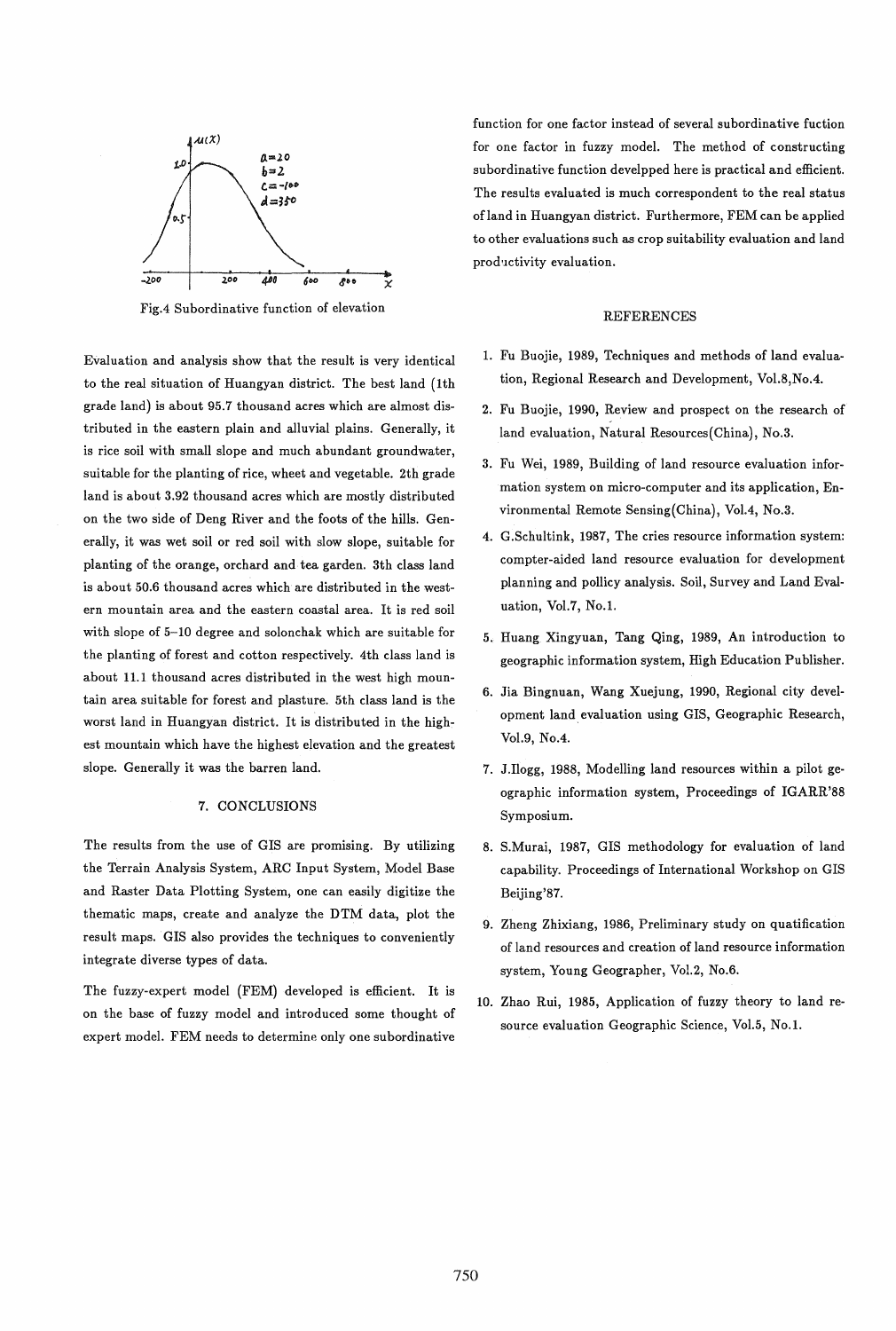$\mu(x)$

1.0

0.5

a=20

b=2

c=-100

d=350

-200 200 400 600 800 x

Fig.4 Subordinative function of elevation

Evaluation and analysis show that the result is very identical to the real situation of Huangyan district. The best land (1th grade land) is about 95.7 thousand acres which are almost distributed in the eastern plain and alluvial plains. Generally, it is rice soil with small slope and much abundant groundwater, suitable for the planting of rice, wheet and vegetable. 2th grade land is about 3.92 thousand acres which are mostly distributed on the two side of Deng River and the foots of the hills. Generally, it was wet soil or red soil with slow slope, suitable for planting of the orange, orchard and tea garden. 3th class land is about 50.6 thousand acres which are distributed in the western mountain area and the eastern coastal area. It is red soil with slope of 5–10 degree and solonchak which are suitable for the planting of forest and cotton respectively. 4th class land is about 11.1 thousand acres distributed in the west high mountain area suitable for forest and plasture. 5th class land is the worst land in Huangyan district. It is distributed in the highest mountain which have the highest elevation and the greatest slope. Generally it was the barren land.

## 7. CONCLUSIONS

The results from the use of GIS are promising. By utilizing the Terrain Analysis System, ARC Input System, Model Base and Raster Data Plotting System, one can easily digitize the thematic maps, create and analyze the DTM data, plot the result maps. GIS also provides the techniques to conveniently integrate diverse types of data.

The fuzzy-expert model (FEM) developed is efficient. It is on the base of fuzzy model and introduced some thought of expert model. FEM needs to determine only one subordinative function for one factor instead of several subordinative fuction for one factor in fuzzy model. The method of constructing subordinative function develpped here is practical and efficient. The results evaluated is much correspondent to the real status of land in Huangyan district. Furthermore, FEM can be applied to other evaluations such as crop suitability evaluation and land productivity evaluation.

## REFERENCES

1. Fu Buojie, 1989, Techniques and methods of land evaluation, Regional Research and Development, Vol.8,No.4.
2. Fu Buojie, 1990, Review and prospect on the research of land evaluation, Natural Resources(China), No.3.
3. Fu Wei, 1989, Building of land resource evaluation information system on micro-computer and its application, Environmental Remote Sensing(China), Vol.4, No.3.
4. G.Schultink, 1987, The cries resource information system: compter-aided land resource evaluation for development planning and pollicy analysis. Soil, Survey and Land Evaluation, Vol.7, No.1.
5. Huang Xingyuan, Tang Qing, 1989, An introduction to geographic information system, High Education Publisher.
6. Jia Bingnuan, Wang Xuejung, 1990, Regional city development land evaluation using GIS, Geographic Research, Vol.9, No.4.
7. J.Ilogg, 1988, Modelling land resources within a pilot geographic information system, Proceedings of IGARR'88 Symposium.
8. S.Murai, 1987, GIS methodology for evaluation of land capability. Proceedings of International Workshop on GIS Beijing'87.
9. Zheng Zhixiang, 1986, Preliminary study on quatification of land resources and creation of land resource information system, Young Geographer, Vol.2, No.6.
10. Zhao Rui, 1985, Application of fuzzy theory to land resource evaluation Geographic Science, Vol.5, No.1.